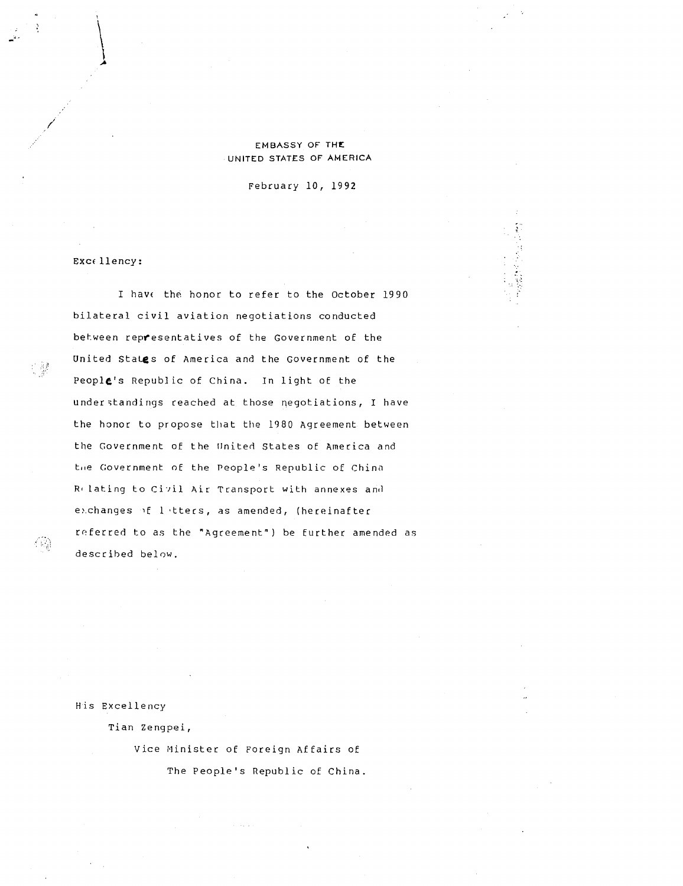EMBASSY OF THE
UNITED STATES OF AMERICA

February 10, 1992

Excellency:

I have the honor to refer to the October 1990 bilateral civil aviation negotiations conducted between representatives of the Government of the United States of America and the Government of the People's Republic of China. In light of the understandings reached at those negotiations, I have the honor to propose that the 1980 Agreement between the Government of the United States of America and the Government of the People's Republic of China Relating to Civil Air Transport with annexes and exchanges of letters, as amended, (hereinafter referred to as the "Agreement") be further amended as described below.

His Excellency
Tian Zengpei,
Vice Minister of Foreign Affairs of
The People's Republic of China.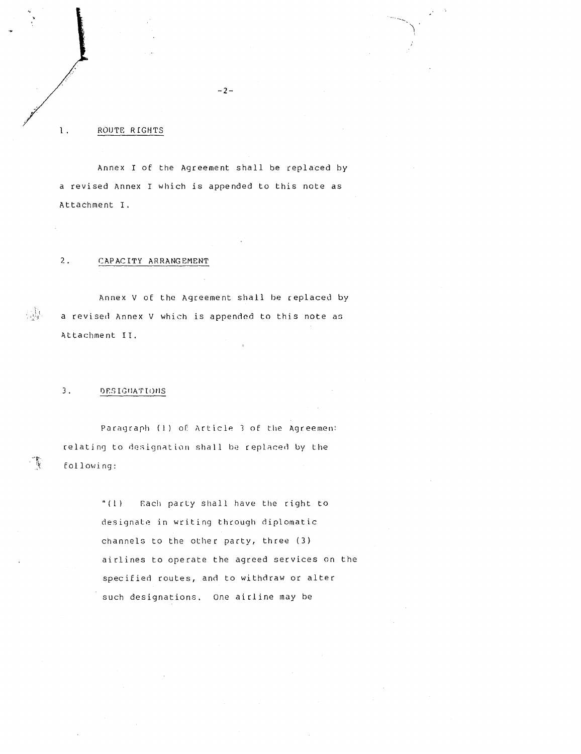1. ROUTE RIGHTS

Annex I of the Agreement shall be replaced by a revised Annex I which is appended to this note as Attachment I.

2. CAPACITY ARRANGEMENT

Annex V of the Agreement shall be replaced by a revised Annex V which is appended to this note as Attachment II.

3. DESIGNATIONS

Paragraph (1) of Article 3 of the Agreement relating to designation shall be replaced by the following:

> "(1) Each party shall have the right to designate in writing through diplomatic channels to the other party, three (3) airlines to operate the agreed services on the specified routes, and to withdraw or alter such designations. One airline may be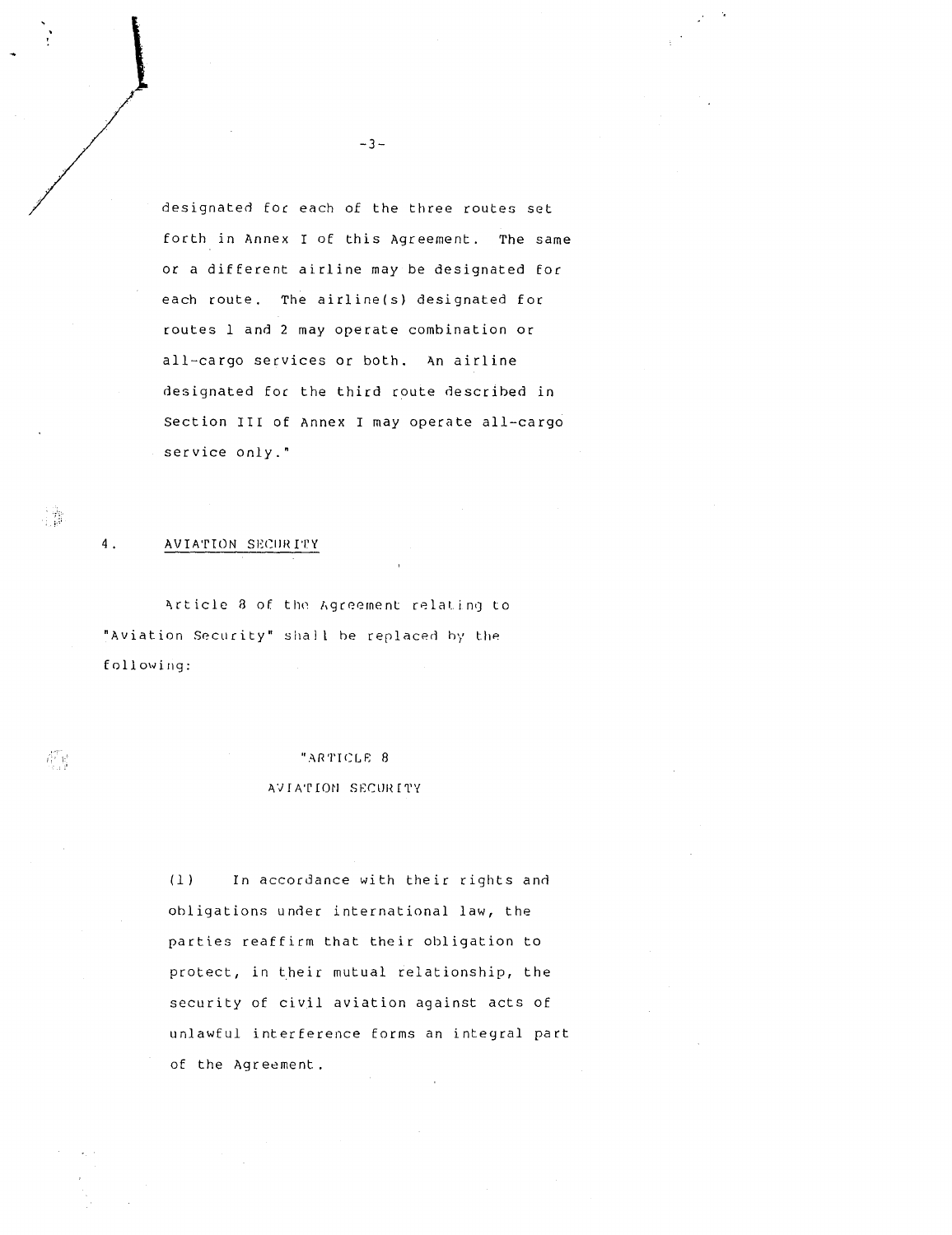designated for each of the three routes set forth in Annex I of this Agreement. The same or a different airline may be designated for each route. The airline(s) designated for routes 1 and 2 may operate combination or all-cargo services or both. An airline designated for the third route described in Section III of Annex I may operate all-cargo service only."

4. AVIATION SECURITY

Article 8 of the Agreement relating to "Aviation Security" shall be replaced by the following:

"ARTICLE 8

AVIATION SECURITY

(1) In accordance with their rights and obligations under international law, the parties reaffirm that their obligation to protect, in their mutual relationship, the security of civil aviation against acts of unlawful interference forms an integral part of the Agreement.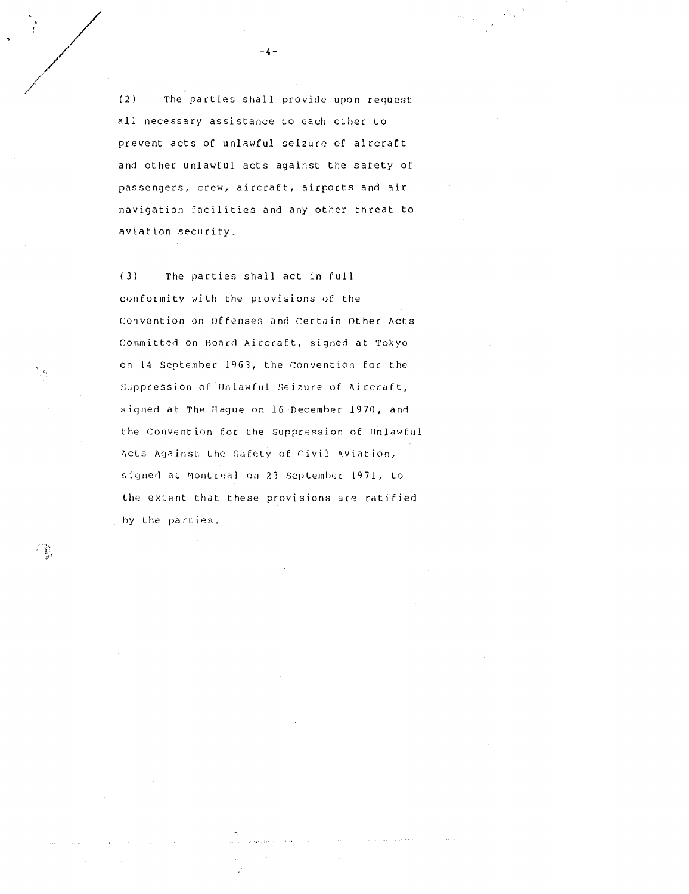(2) The parties shall provide upon request all necessary assistance to each other to prevent acts of unlawful seizure of aircraft and other unlawful acts against the safety of passengers, crew, aircraft, airports and air navigation facilities and any other threat to aviation security.

(3) The parties shall act in full conformity with the provisions of the Convention on Offenses and Certain Other Acts Committed on Board Aircraft, signed at Tokyo on 14 September 1963, the Convention for the Suppression of Unlawful Seizure of Aircraft, signed at The Hague on 16 December 1970, and the Convention for the Suppression of Unlawful Acts Against the Safety of Civil Aviation, signed at Montreal on 23 September 1971, to the extent that these provisions are ratified by the parties.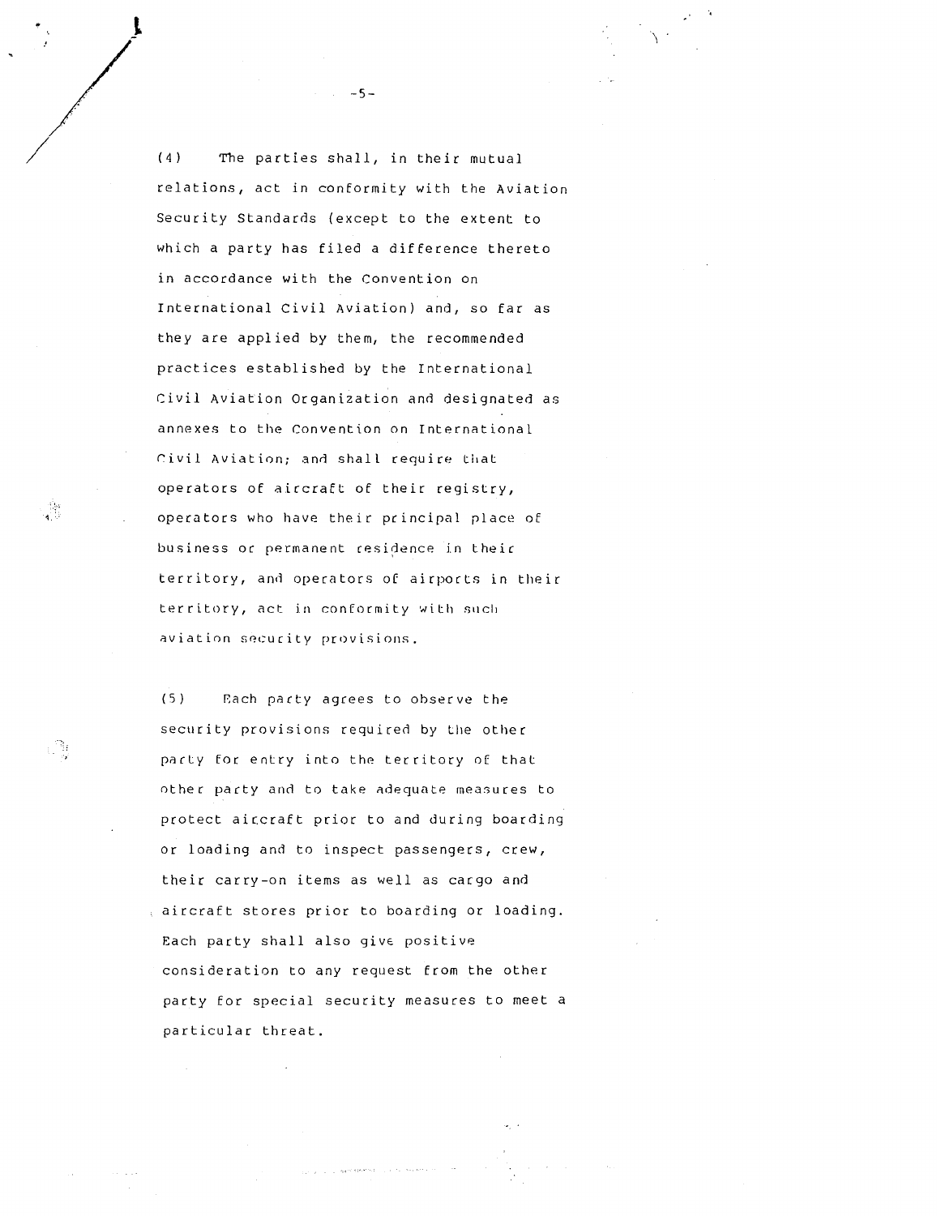(4) The parties shall, in their mutual relations, act in conformity with the Aviation Security Standards (except to the extent to which a party has filed a difference thereto in accordance with the Convention on International Civil Aviation) and, so far as they are applied by them, the recommended practices established by the International Civil Aviation Organization and designated as annexes to the Convention on International Civil Aviation; and shall require that operators of aircraft of their registry, operators who have their principal place of business or permanent residence in their territory, and operators of airports in their territory, act in conformity with such aviation security provisions.

(5) Each party agrees to observe the security provisions required by the other party for entry into the territory of that other party and to take adequate measures to protect aircraft prior to and during boarding or loading and to inspect passengers, crew, their carry-on items as well as cargo and aircraft stores prior to boarding or loading. Each party shall also give positive consideration to any request from the other party for special security measures to meet a particular threat.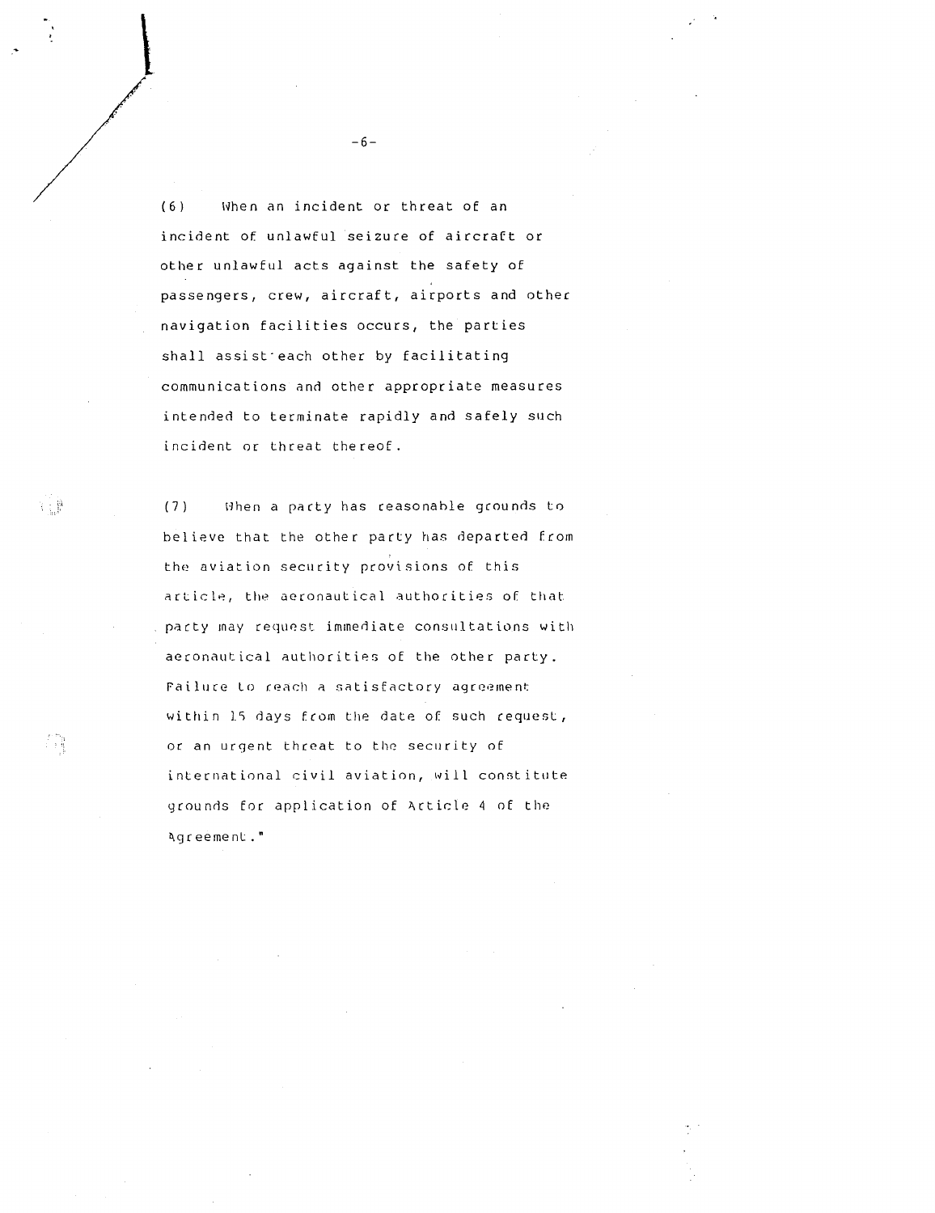(6) When an incident or threat of an incident of unlawful seizure of aircraft or other unlawful acts against the safety of passengers, crew, aircraft, airports and other navigation facilities occurs, the parties shall assist each other by facilitating communications and other appropriate measures intended to terminate rapidly and safely such incident or threat thereof.

(7) When a party has reasonable grounds to believe that the other party has departed from the aviation security provisions of this article, the aeronautical authorities of that party may request immediate consultations with aeronautical authorities of the other party. Failure to reach a satisfactory agreement within 15 days from the date of such request, or an urgent threat to the security of international civil aviation, will constitute grounds for application of Article 4 of the Agreement."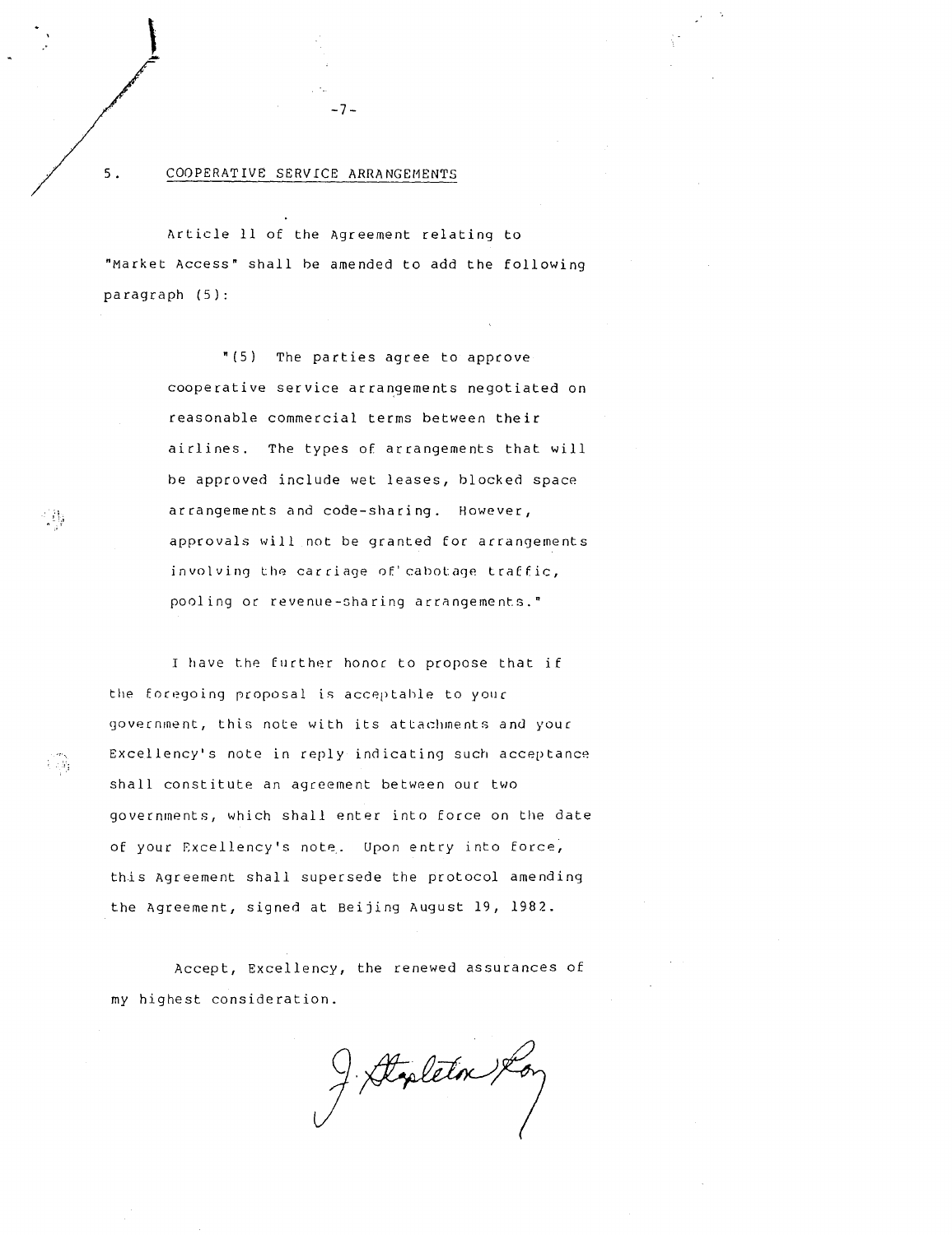5. COOPERATIVE SERVICE ARRANGEMENTS

Article 11 of the Agreement relating to "Market Access" shall be amended to add the following paragraph (5):

> "(5) The parties agree to approve cooperative service arrangements negotiated on reasonable commercial terms between their airlines. The types of arrangements that will be approved include wet leases, blocked space arrangements and code-sharing. However, approvals will not be granted for arrangements involving the carriage of cabotage traffic, pooling or revenue-sharing arrangements."

I have the further honor to propose that if the foregoing proposal is acceptable to your government, this note with its attachments and your Excellency's note in reply indicating such acceptance shall constitute an agreement between our two governments, which shall enter into force on the date of your Excellency's note. Upon entry into force, this Agreement shall supersede the protocol amending the Agreement, signed at Beijing August 19, 1982.

Accept, Excellency, the renewed assurances of my highest consideration.

J. Stapleton Roy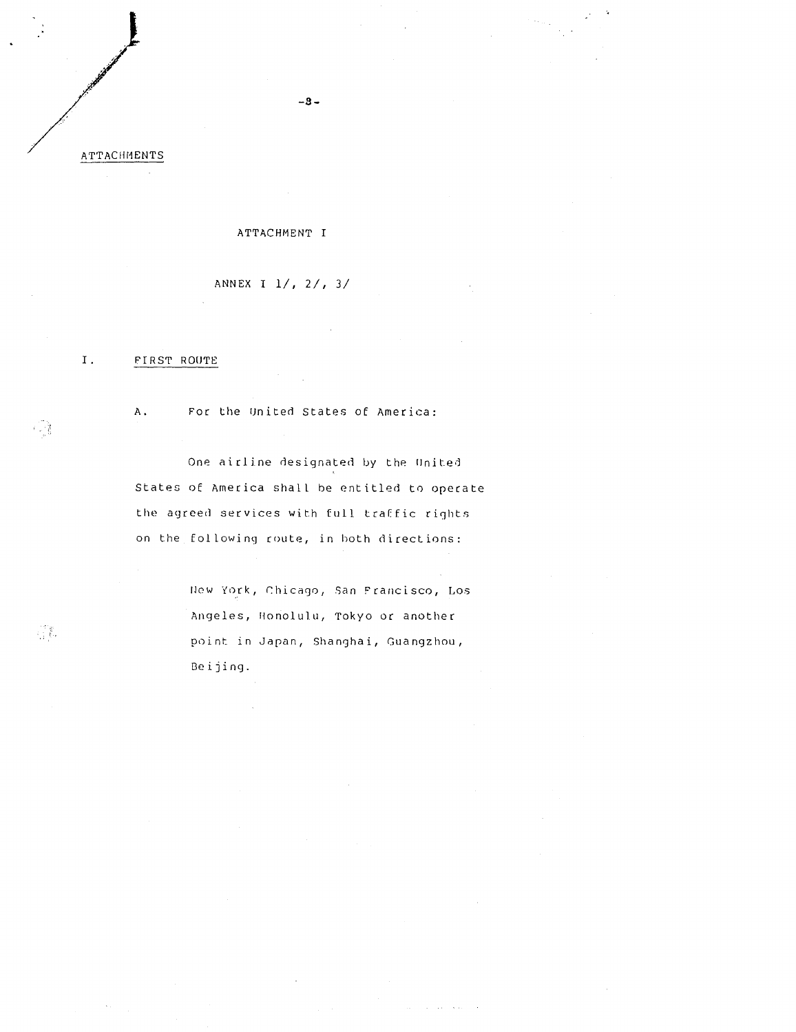ATTACHMENTS

ATTACHMENT I

ANNEX I 1/, 2/, 3/

I. FIRST ROUTE

A. For the United States of America:

One airline designated by the United States of America shall be entitled to operate the agreed services with full traffic rights on the following route, in both directions:

New York, Chicago, San Francisco, Los Angeles, Honolulu, Tokyo or another point in Japan, Shanghai, Guangzhou, Beijing.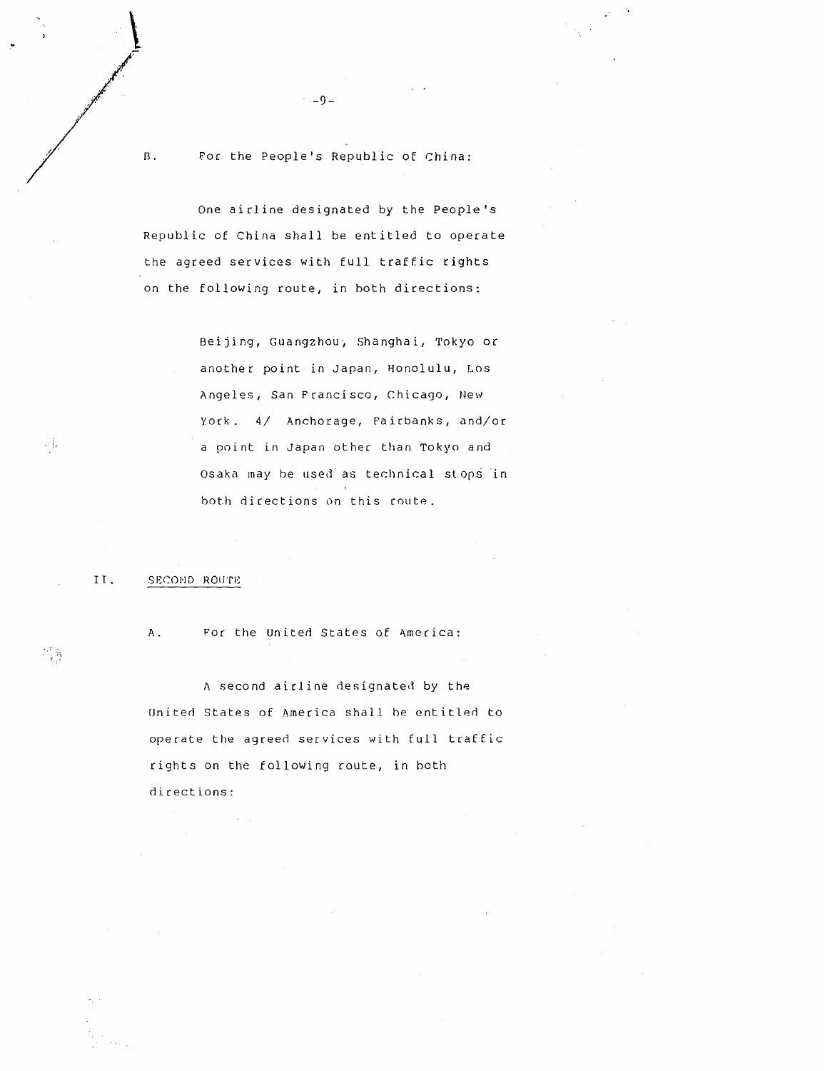B. For the People's Republic of China:

One airline designated by the People's Republic of China shall be entitled to operate the agreed services with full traffic rights on the following route, in both directions:

> Beijing, Guangzhou, Shanghai, Tokyo or another point in Japan, Honolulu, Los Angeles, San Francisco, Chicago, New York. 4/ Anchorage, Fairbanks, and/or a point in Japan other than Tokyo and Osaka may be used as technical stops in both directions on this route.

II. SECOND ROUTE

A. For the United States of America:

A second airline designated by the United States of America shall be entitled to operate the agreed services with full traffic rights on the following route, in both directions: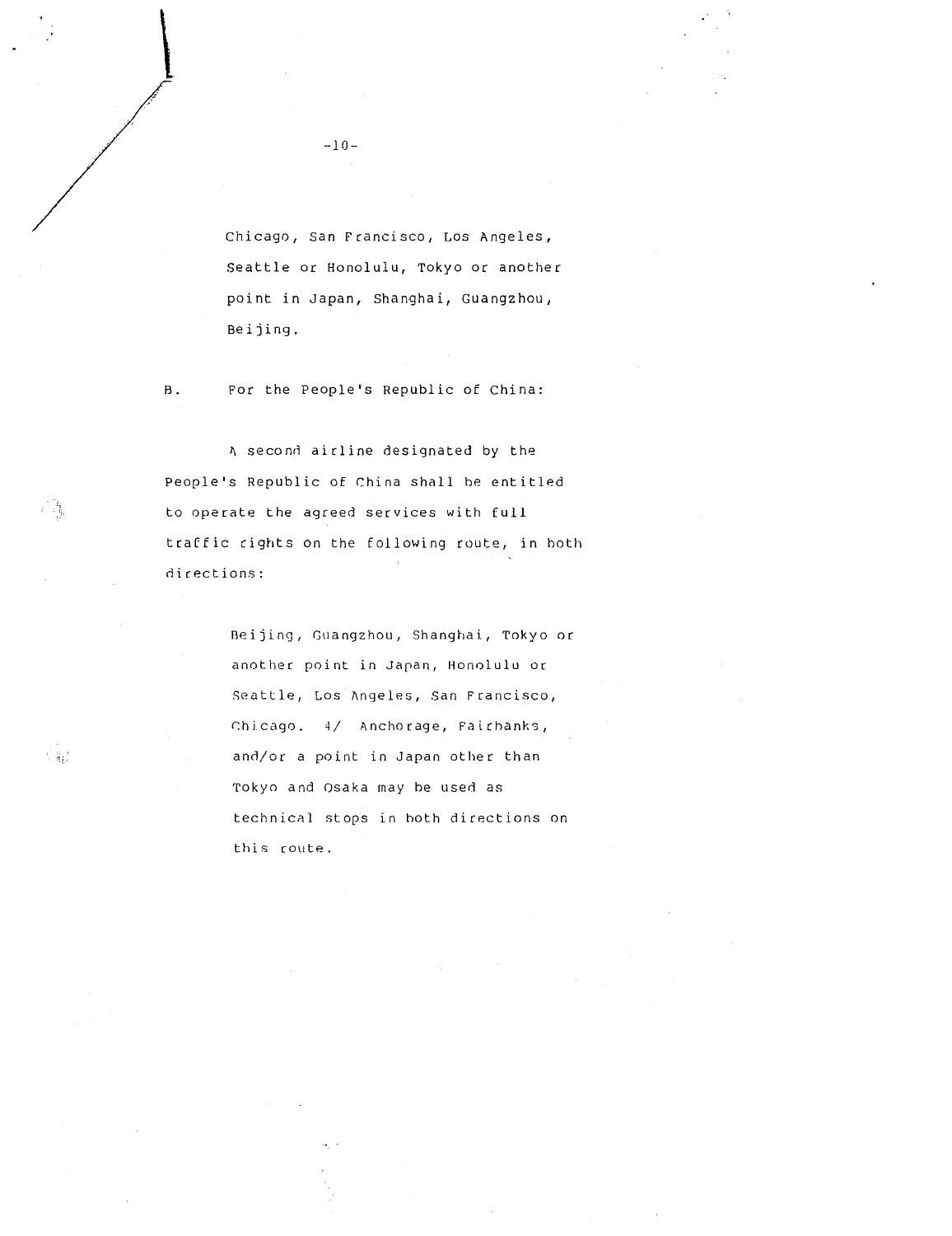Chicago, San Francisco, Los Angeles, Seattle or Honolulu, Tokyo or another point in Japan, Shanghai, Guangzhou, Beijing.

B. For the People's Republic of China:

A second airline designated by the People's Republic of China shall be entitled to operate the agreed services with full traffic rights on the following route, in both directions:

> Beijing, Guangzhou, Shanghai, Tokyo or another point in Japan, Honolulu or Seattle, Los Angeles, San Francisco, Chicago. 4/ Anchorage, Fairbanks, and/or a point in Japan other than Tokyo and Osaka may be used as technical stops in both directions on this route.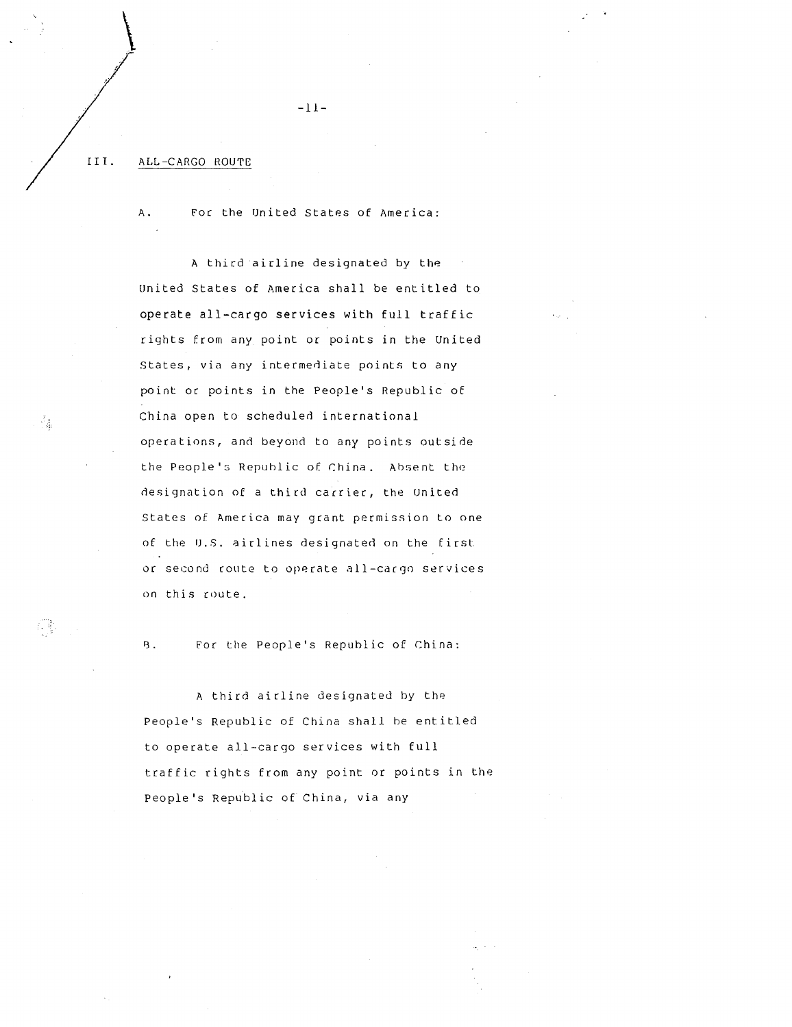## III. ALL-CARGO ROUTE

A. For the United States of America:

A third airline designated by the United States of America shall be entitled to operate all-cargo services with full traffic rights from any point or points in the United States, via any intermediate points to any point or points in the People's Republic of China open to scheduled international operations, and beyond to any points outside the People's Republic of China. Absent the designation of a third carrier, the United States of America may grant permission to one of the U.S. airlines designated on the first or second route to operate all-cargo services on this route.

B. For the People's Republic of China:

A third airline designated by the People's Republic of China shall be entitled to operate all-cargo services with full traffic rights from any point or points in the People's Republic of China, via any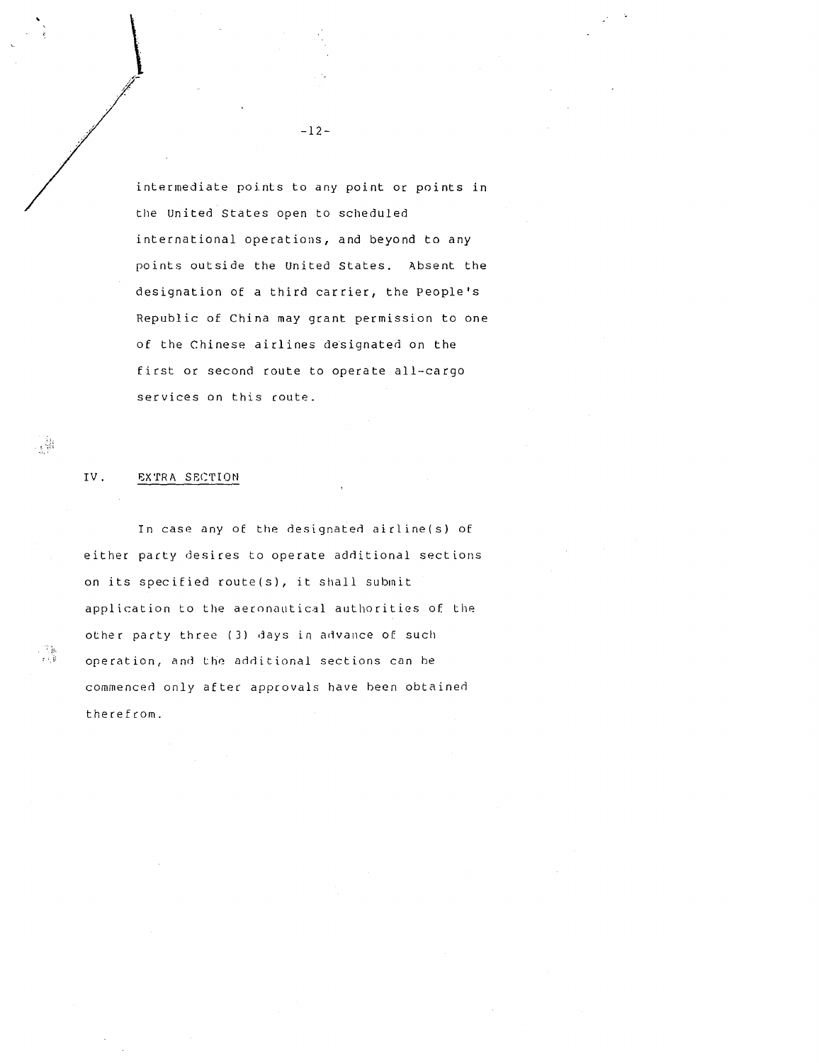intermediate points to any point or points in the United States open to scheduled international operations, and beyond to any points outside the United States. Absent the designation of a third carrier, the People's Republic of China may grant permission to one of the Chinese airlines designated on the first or second route to operate all-cargo services on this route.

## IV. EXTRA SECTION

In case any of the designated airline(s) of either party desires to operate additional sections on its specified route(s), it shall submit application to the aeronautical authorities of the other party three (3) days in advance of such operation, and the additional sections can be commenced only after approvals have been obtained therefrom.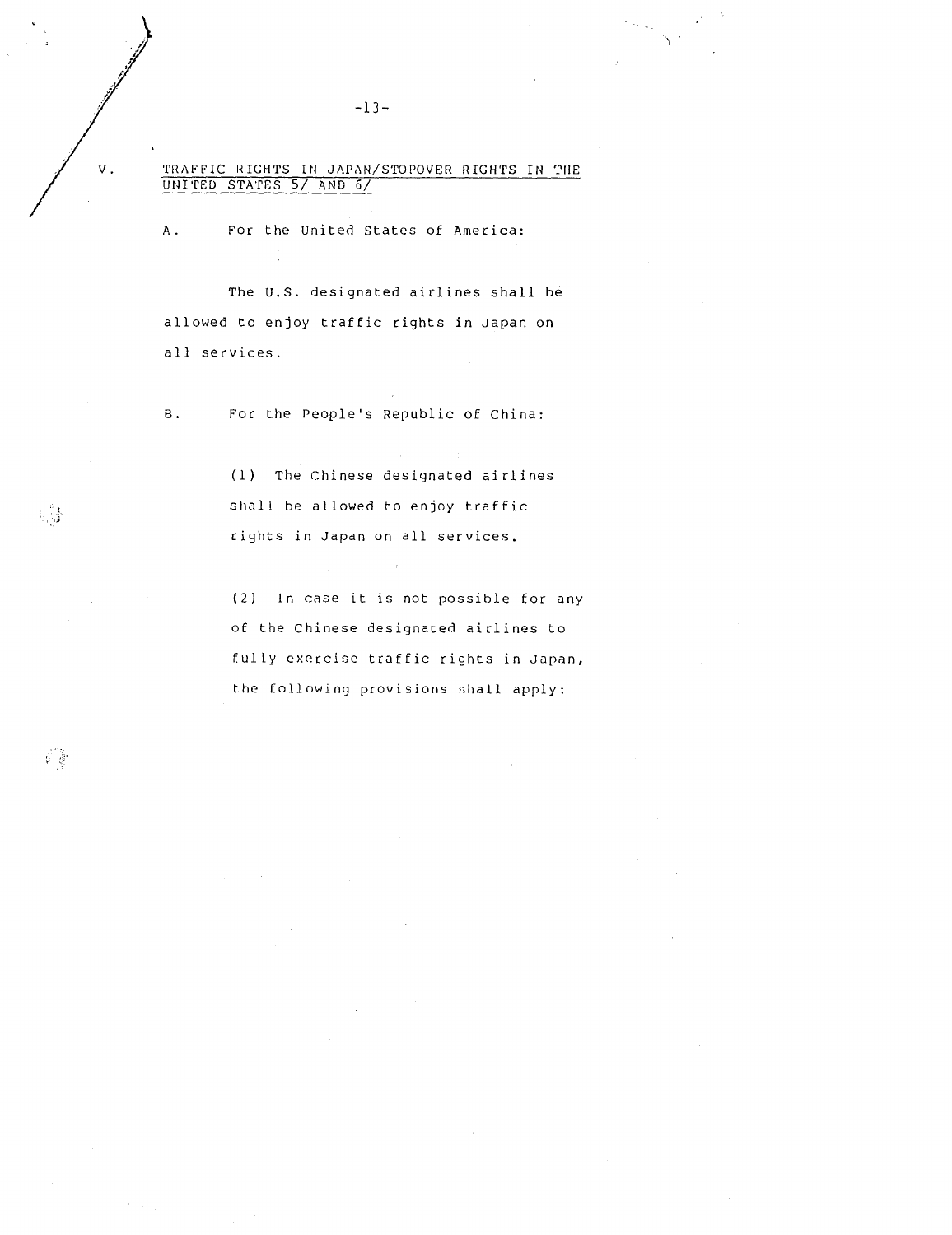V. TRAFFIC RIGHTS IN JAPAN/STOPOVER RIGHTS IN THE UNITED STATES 5/ AND 6/

A. For the United States of America:

The U.S. designated airlines shall be allowed to enjoy traffic rights in Japan on all services.

B. For the People's Republic of China:

(1) The Chinese designated airlines shall be allowed to enjoy traffic rights in Japan on all services.

(2) In case it is not possible for any of the Chinese designated airlines to fully exercise traffic rights in Japan, the following provisions shall apply: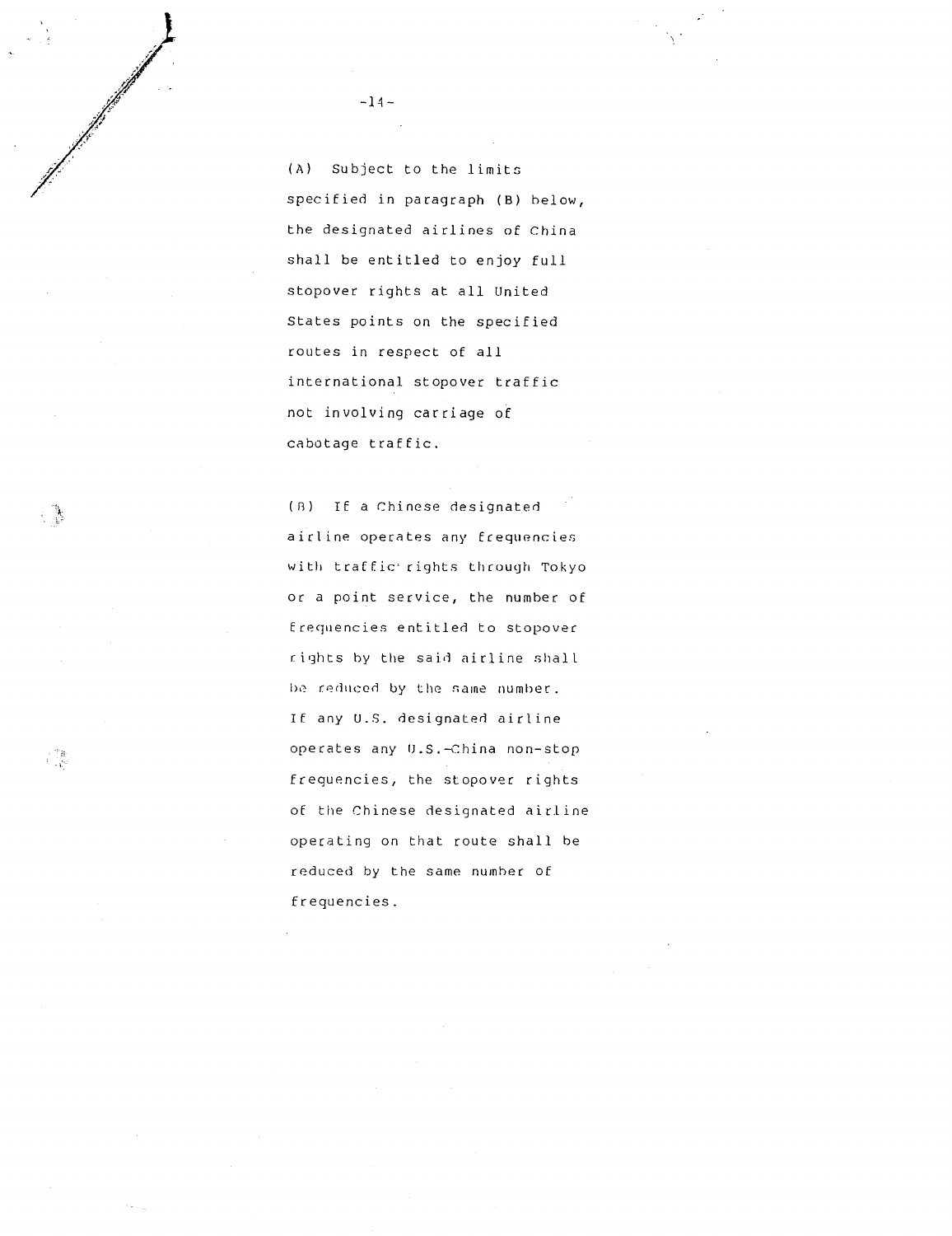(A) Subject to the limits specified in paragraph (B) below, the designated airlines of China shall be entitled to enjoy full stopover rights at all United States points on the specified routes in respect of all international stopover traffic not involving carriage of cabotage traffic.

(B) If a Chinese designated airline operates any frequencies with traffic rights through Tokyo or a point service, the number of frequencies entitled to stopover rights by the said airline shall be reduced by the same number. If any U.S. designated airline operates any U.S.-China non-stop frequencies, the stopover rights of the Chinese designated airline operating on that route shall be reduced by the same number of frequencies.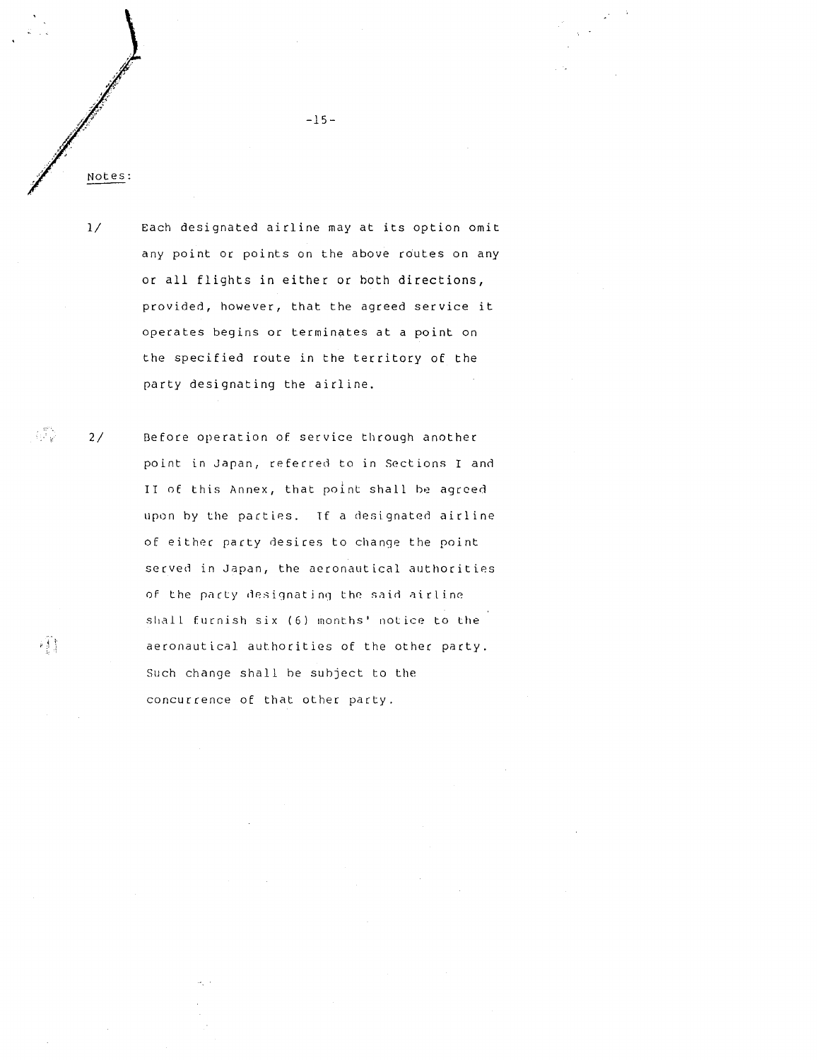Notes:

1/ Each designated airline may at its option omit any point or points on the above routes on any or all flights in either or both directions, provided, however, that the agreed service it operates begins or terminates at a point on the specified route in the territory of the party designating the airline.

2/ Before operation of service through another point in Japan, referred to in Sections I and II of this Annex, that point shall be agreed upon by the parties. If a designated airline of either party desires to change the point served in Japan, the aeronautical authorities of the party designating the said airline shall furnish six (6) months' notice to the aeronautical authorities of the other party. Such change shall be subject to the concurrence of that other party.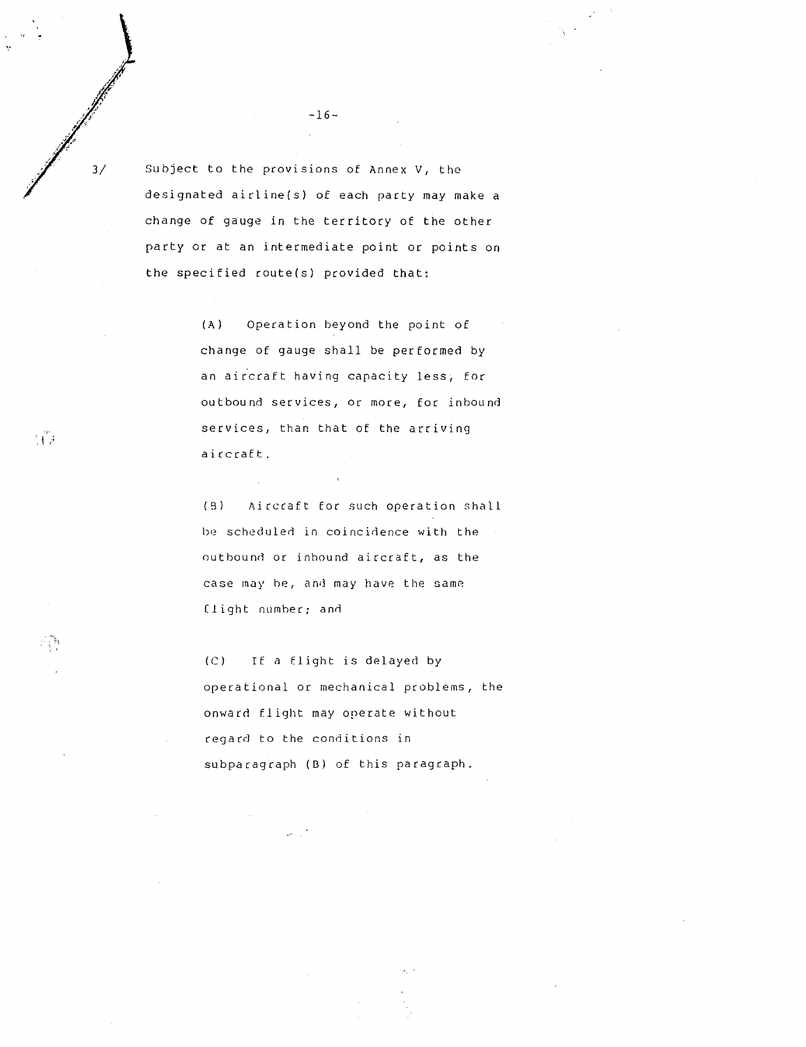3/ Subject to the provisions of Annex V, the designated airline(s) of each party may make a change of gauge in the territory of the other party or at an intermediate point or points on the specified route(s) provided that:

(A) Operation beyond the point of change of gauge shall be performed by an aircraft having capacity less, for outbound services, or more, for inbound services, than that of the arriving aircraft.

(B) Aircraft for such operation shall be scheduled in coincidence with the outbound or inbound aircraft, as the case may be, and may have the same flight number; and

(C) If a flight is delayed by operational or mechanical problems, the onward flight may operate without regard to the conditions in subparagraph (B) of this paragraph.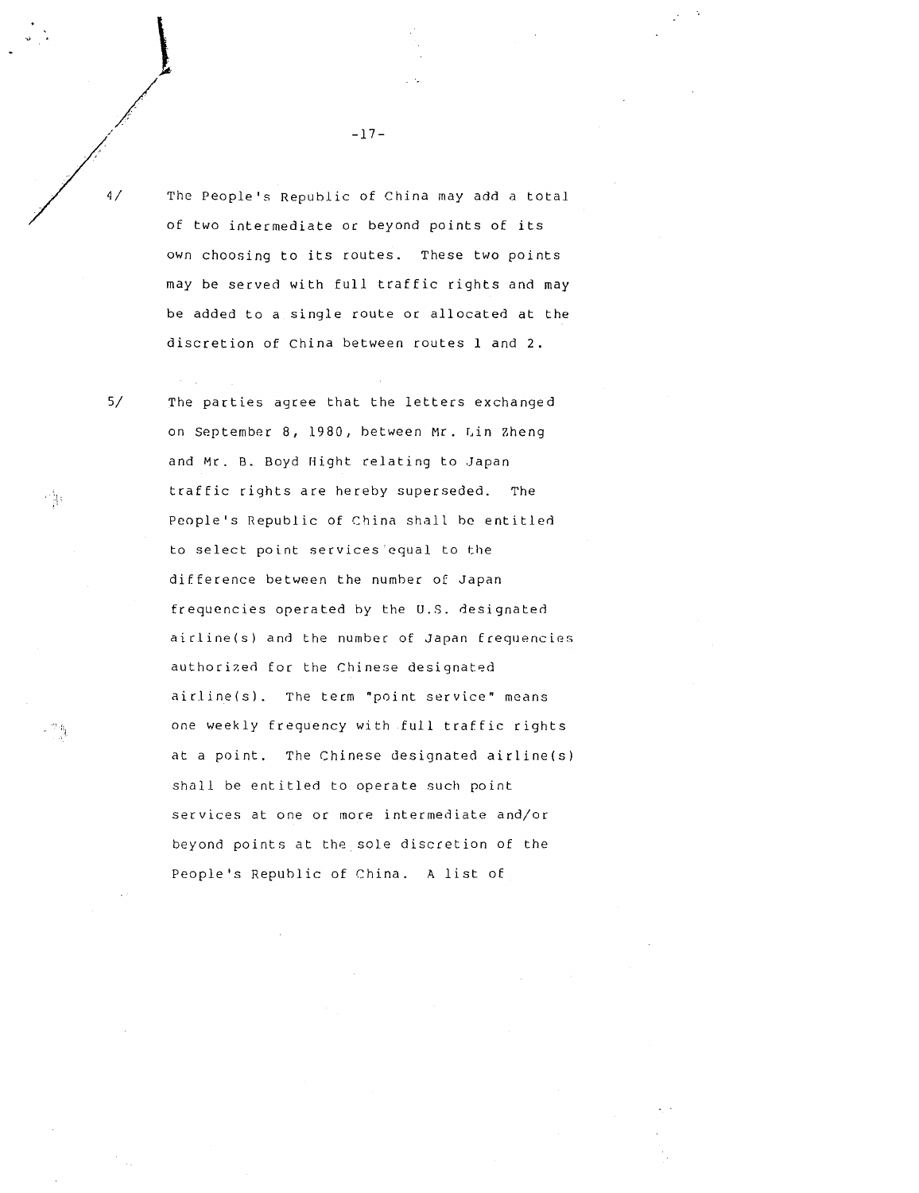4/ The People's Republic of China may add a total of two intermediate or beyond points of its own choosing to its routes. These two points may be served with full traffic rights and may be added to a single route or allocated at the discretion of China between routes 1 and 2.

5/ The parties agree that the letters exchanged on September 8, 1980, between Mr. Lin Zheng and Mr. B. Boyd Hight relating to Japan traffic rights are hereby superseded. The People's Republic of China shall be entitled to select point services equal to the difference between the number of Japan frequencies operated by the U.S. designated airline(s) and the number of Japan frequencies authorized for the Chinese designated airline(s). The term "point service" means one weekly frequency with full traffic rights at a point. The Chinese designated airline(s) shall be entitled to operate such point services at one or more intermediate and/or beyond points at the sole discretion of the People's Republic of China. A list of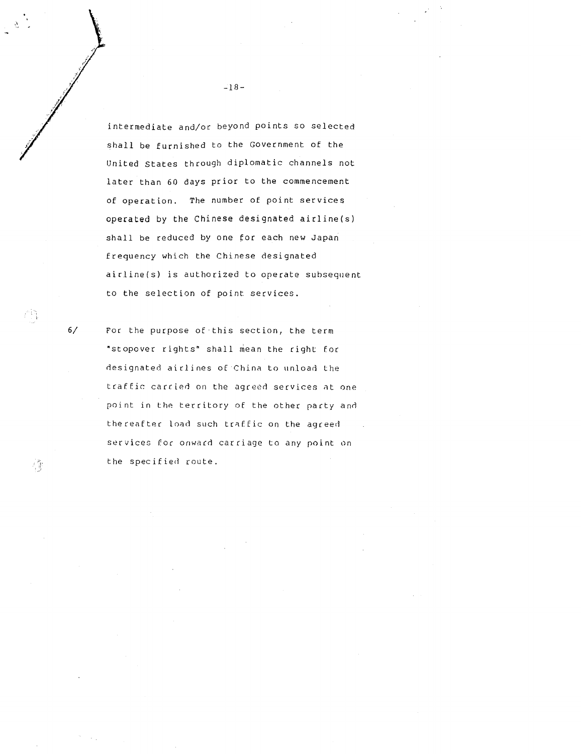intermediate and/or beyond points so selected shall be furnished to the Government of the United States through diplomatic channels not later than 60 days prior to the commencement of operation. The number of point services operated by the Chinese designated airline(s) shall be reduced by one for each new Japan frequency which the Chinese designated airline(s) is authorized to operate subsequent to the selection of point services.

6/ For the purpose of this section, the term "stopover rights" shall mean the right for designated airlines of China to unload the traffic carried on the agreed services at one point in the territory of the other party and thereafter load such traffic on the agreed services for onward carriage to any point on the specified route.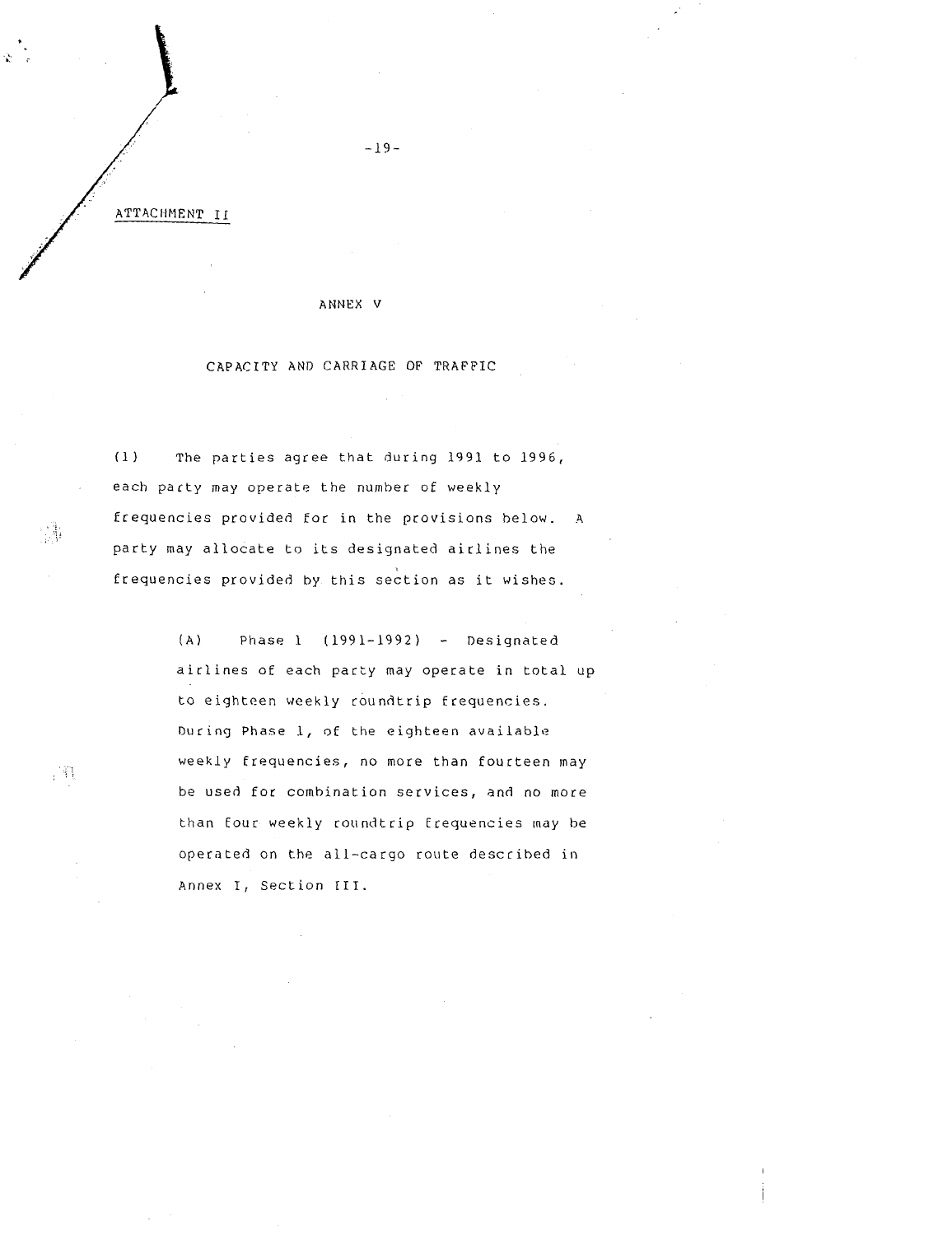ATTACHMENT II

ANNEX V

CAPACITY AND CARRIAGE OF TRAFFIC

(1) The parties agree that during 1991 to 1996, each party may operate the number of weekly frequencies provided for in the provisions below. A party may allocate to its designated airlines the frequencies provided by this section as it wishes.

> (A) Phase 1 (1991-1992) - Designated airlines of each party may operate in total up to eighteen weekly roundtrip frequencies. During Phase 1, of the eighteen available weekly frequencies, no more than fourteen may be used for combination services, and no more than four weekly roundtrip frequencies may be operated on the all-cargo route described in Annex I, Section III.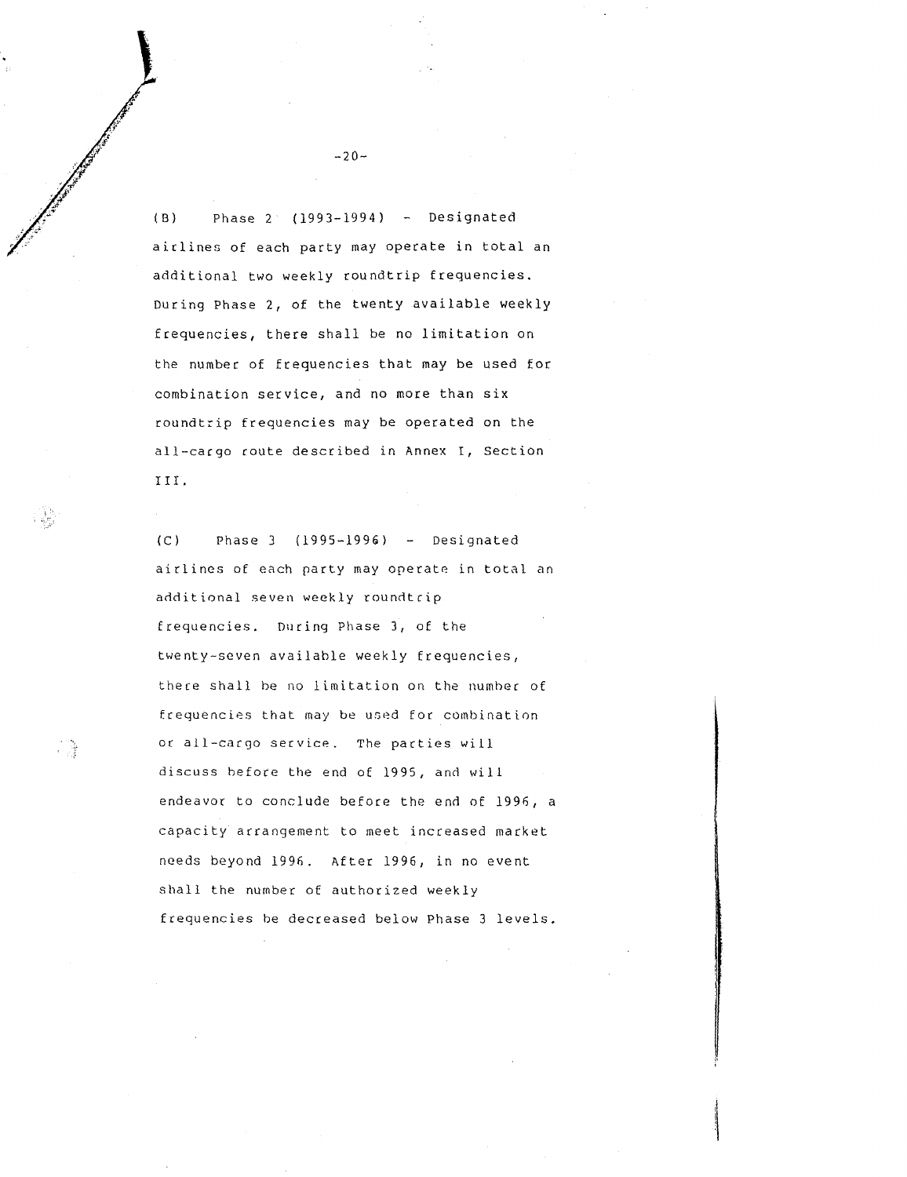(B) Phase 2 (1993-1994) - Designated airlines of each party may operate in total an additional two weekly roundtrip frequencies. During Phase 2, of the twenty available weekly frequencies, there shall be no limitation on the number of frequencies that may be used for combination service, and no more than six roundtrip frequencies may be operated on the all-cargo route described in Annex I, Section III.

(C) Phase 3 (1995-1996) - Designated airlines of each party may operate in total an additional seven weekly roundtrip frequencies. During Phase 3, of the twenty-seven available weekly frequencies, there shall be no limitation on the number of frequencies that may be used for combination or all-cargo service. The parties will discuss before the end of 1995, and will endeavor to conclude before the end of 1996, a capacity arrangement to meet increased market needs beyond 1996. After 1996, in no event shall the number of authorized weekly frequencies be decreased below Phase 3 levels.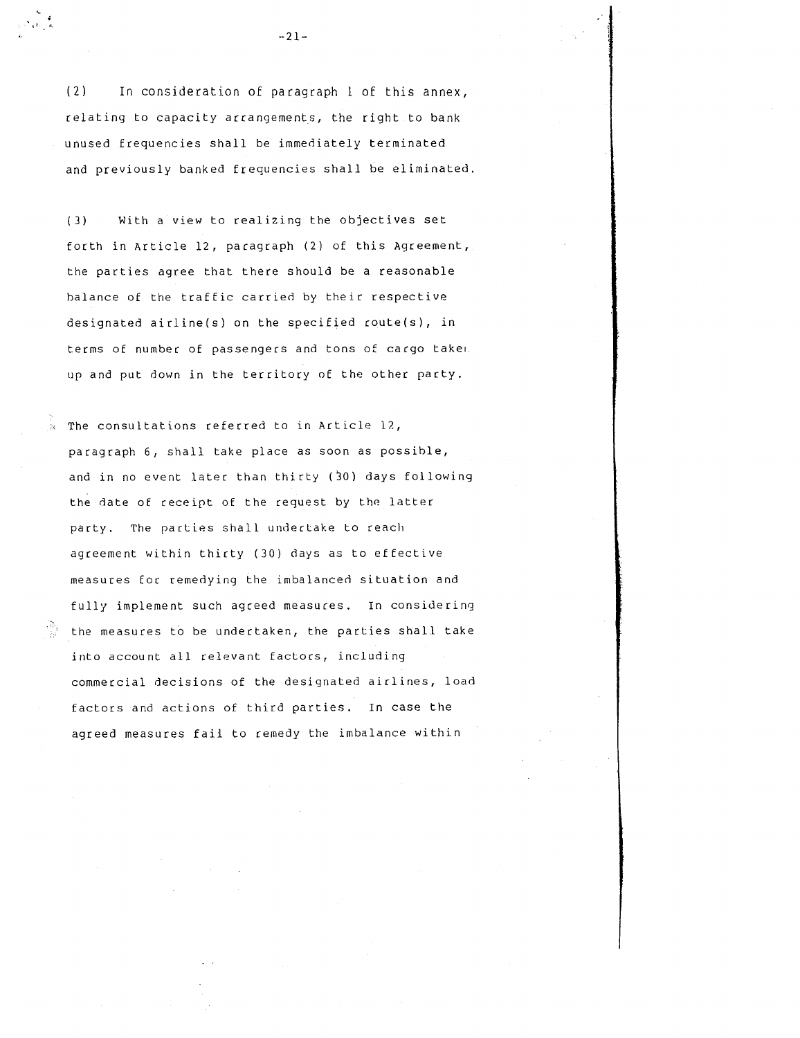(2) In consideration of paragraph 1 of this annex, relating to capacity arrangements, the right to bank unused frequencies shall be immediately terminated and previously banked frequencies shall be eliminated.

(3) With a view to realizing the objectives set forth in Article 12, paragraph (2) of this Agreement, the parties agree that there should be a reasonable balance of the traffic carried by their respective designated airline(s) on the specified route(s), in terms of number of passengers and tons of cargo taken up and put down in the territory of the other party.

The consultations referred to in Article 12, paragraph 6, shall take place as soon as possible, and in no event later than thirty (30) days following the date of receipt of the request by the latter party. The parties shall undertake to reach agreement within thirty (30) days as to effective measures for remedying the imbalanced situation and fully implement such agreed measures. In considering the measures to be undertaken, the parties shall take into account all relevant factors, including commercial decisions of the designated airlines, load factors and actions of third parties. In case the agreed measures fail to remedy the imbalance within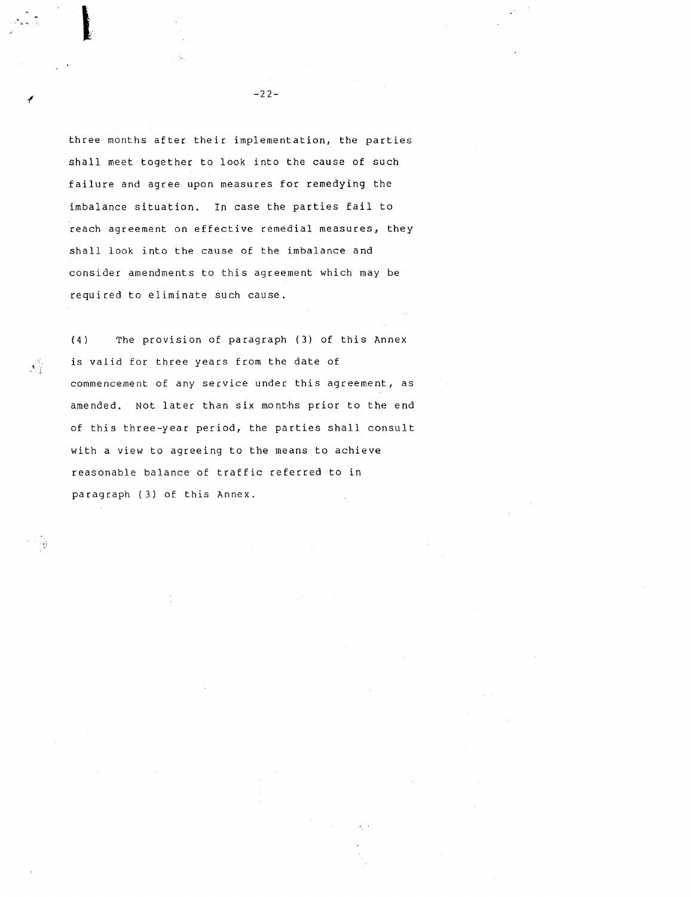three months after their implementation, the parties shall meet together to look into the cause of such failure and agree upon measures for remedying the imbalance situation. In case the parties fail to reach agreement on effective remedial measures, they shall look into the cause of the imbalance and consider amendments to this agreement which may be required to eliminate such cause.

(4) The provision of paragraph (3) of this Annex is valid for three years from the date of commencement of any service under this agreement, as amended. Not later than six months prior to the end of this three-year period, the parties shall consult with a view to agreeing to the means to achieve reasonable balance of traffic referred to in paragraph (3) of this Annex.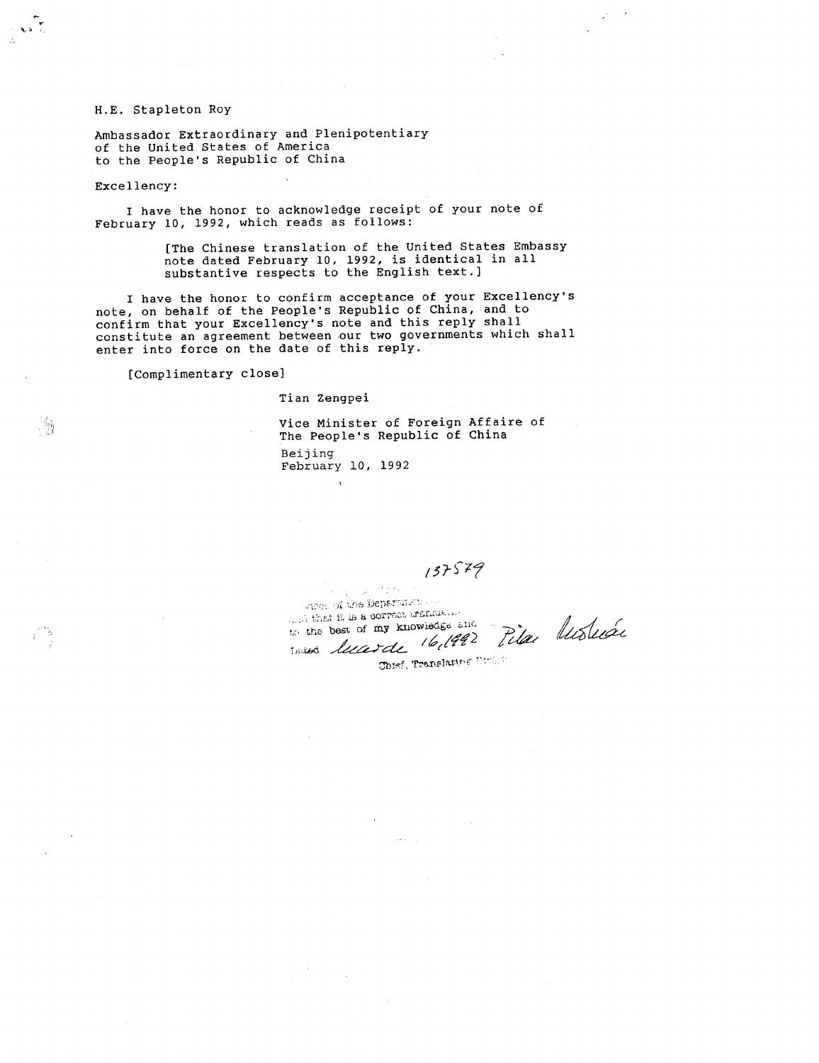H.E. Stapleton Roy

Ambassador Extraordinary and Plenipotentiary
of the United States of America
to the People's Republic of China

Excellency:

I have the honor to acknowledge receipt of your note of February 10, 1992, which reads as follows:

> [The Chinese translation of the United States Embassy note dated February 10, 1992, is identical in all substantive respects to the English text.]

I have the honor to confirm acceptance of your Excellency's note, on behalf of the People's Republic of China, and to confirm that your Excellency's note and this reply shall constitute an agreement between our two governments which shall enter into force on the date of this reply.

[Complimentary close]

Tian Zengpei

Vice Minister of Foreign Affaire of
The People's Republic of China

Beijing
February 10, 1992

137579

...that it is a correct translation... to the best of my knowledge and... Dated March 16, 1992 Pilar ...

Chief, Translating ...